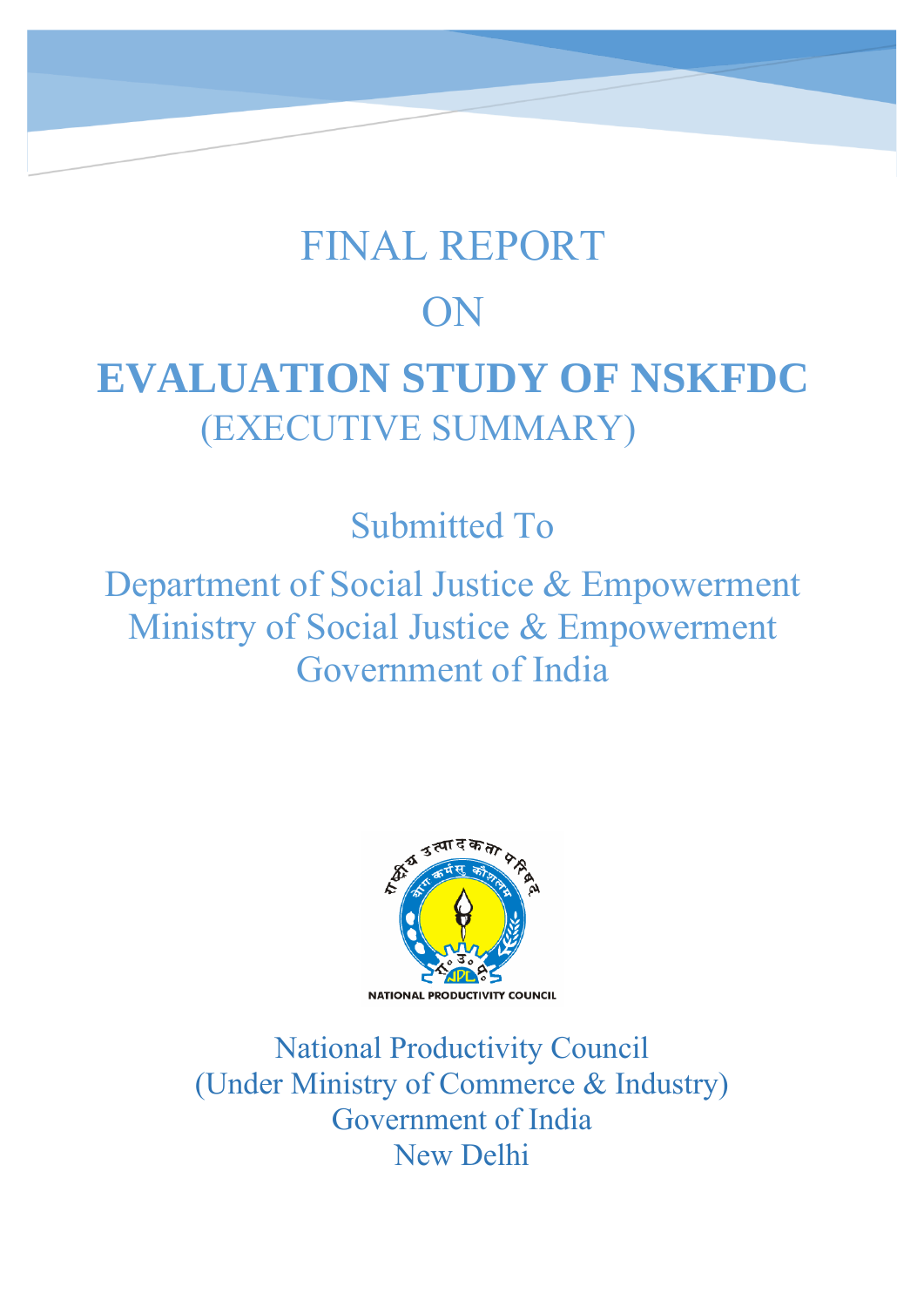# FINAL REPORT

# ON

# EVALUATION STUDY OF NSKFDC

(EXECUTIVE SUMMARY)

Submitted To

Department of Social Justice & Empowerment
Ministry of Social Justice & Empowerment
Government of India

NATIONAL PRODUCTIVITY COUNCIL

National Productivity Council
(Under Ministry of Commerce & Industry)
Government of India
New Delhi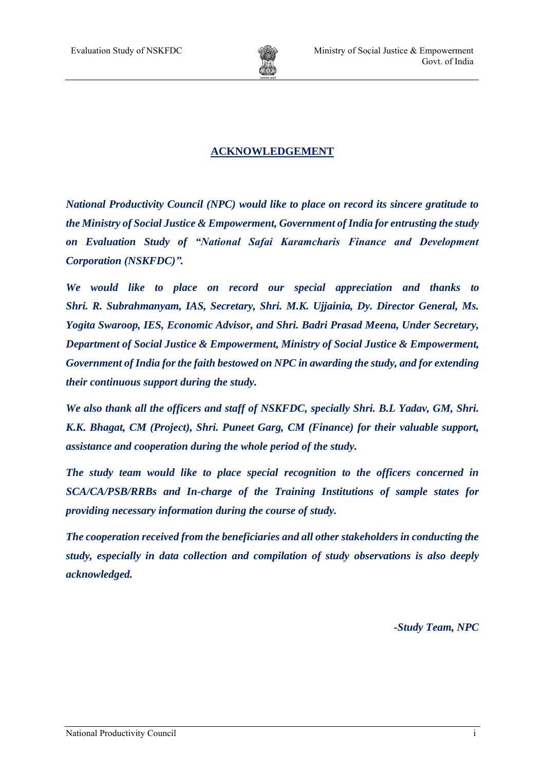## ACKNOWLEDGEMENT

***National Productivity Council (NPC) would like to place on record its sincere gratitude to the Ministry of Social Justice & Empowerment, Government of India for entrusting the study on Evaluation Study of "National Safai Karamcharis Finance and Development Corporation (NSKFDC)".***

***We would like to place on record our special appreciation and thanks to Shri. R. Subrahmanyam, IAS, Secretary, Shri. M.K. Ujjainia, Dy. Director General, Ms. Yogita Swaroop, IES, Economic Advisor, and Shri. Badri Prasad Meena, Under Secretary, Department of Social Justice & Empowerment, Ministry of Social Justice & Empowerment, Government of India for the faith bestowed on NPC in awarding the study, and for extending their continuous support during the study.***

***We also thank all the officers and staff of NSKFDC, specially Shri. B.L Yadav, GM, Shri. K.K. Bhagat, CM (Project), Shri. Puneet Garg, CM (Finance) for their valuable support, assistance and cooperation during the whole period of the study.***

***The study team would like to place special recognition to the officers concerned in SCA/CA/PSB/RRBs and In-charge of the Training Institutions of sample states for providing necessary information during the course of study.***

***The cooperation received from the beneficiaries and all other stakeholders in conducting the study, especially in data collection and compilation of study observations is also deeply acknowledged.***

***-Study Team, NPC***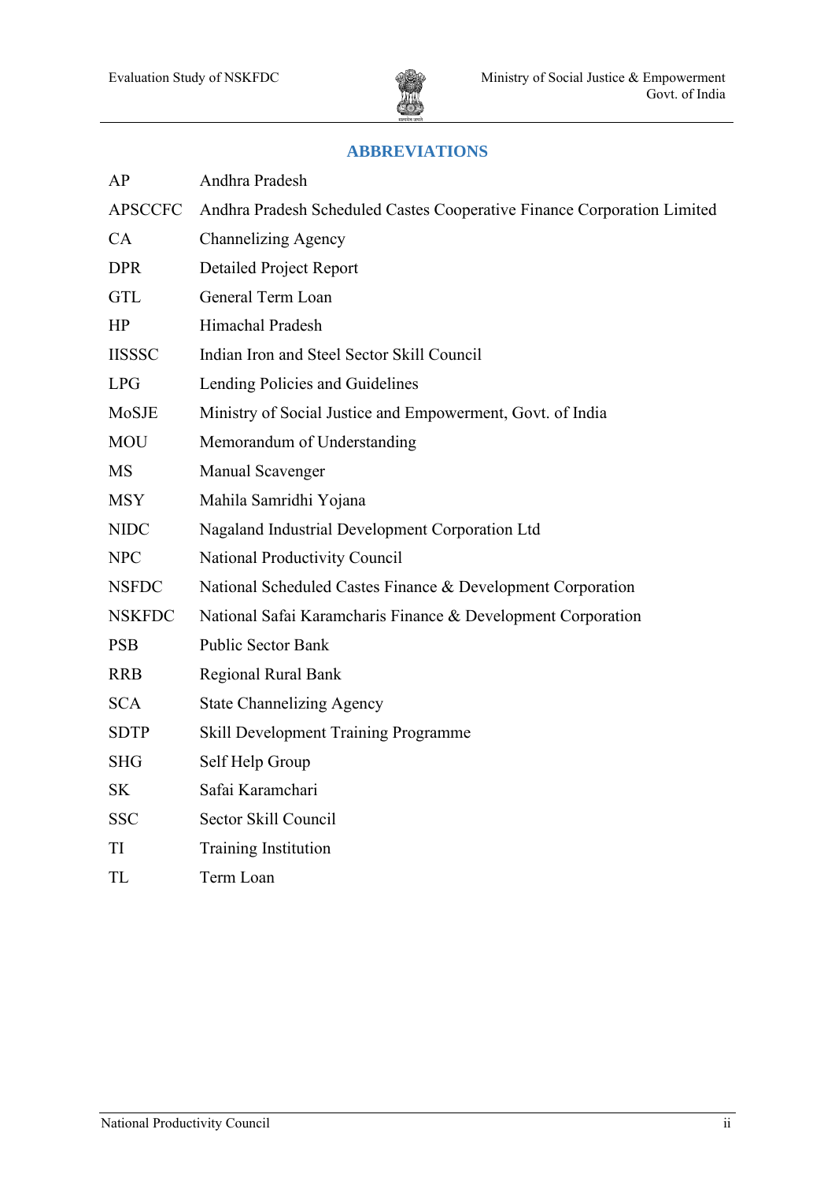## ABBREVIATIONS

| | |
|---|---|
| AP | Andhra Pradesh |
| APSCCFC | Andhra Pradesh Scheduled Castes Cooperative Finance Corporation Limited |
| CA | Channelizing Agency |
| DPR | Detailed Project Report |
| GTL | General Term Loan |
| HP | Himachal Pradesh |
| IISSSC | Indian Iron and Steel Sector Skill Council |
| LPG | Lending Policies and Guidelines |
| MoSJE | Ministry of Social Justice and Empowerment, Govt. of India |
| MOU | Memorandum of Understanding |
| MS | Manual Scavenger |
| MSY | Mahila Samridhi Yojana |
| NIDC | Nagaland Industrial Development Corporation Ltd |
| NPC | National Productivity Council |
| NSFDC | National Scheduled Castes Finance & Development Corporation |
| NSKFDC | National Safai Karamcharis Finance & Development Corporation |
| PSB | Public Sector Bank |
| RRB | Regional Rural Bank |
| SCA | State Channelizing Agency |
| SDTP | Skill Development Training Programme |
| SHG | Self Help Group |
| SK | Safai Karamchari |
| SSC | Sector Skill Council |
| TI | Training Institution |
| TL | Term Loan |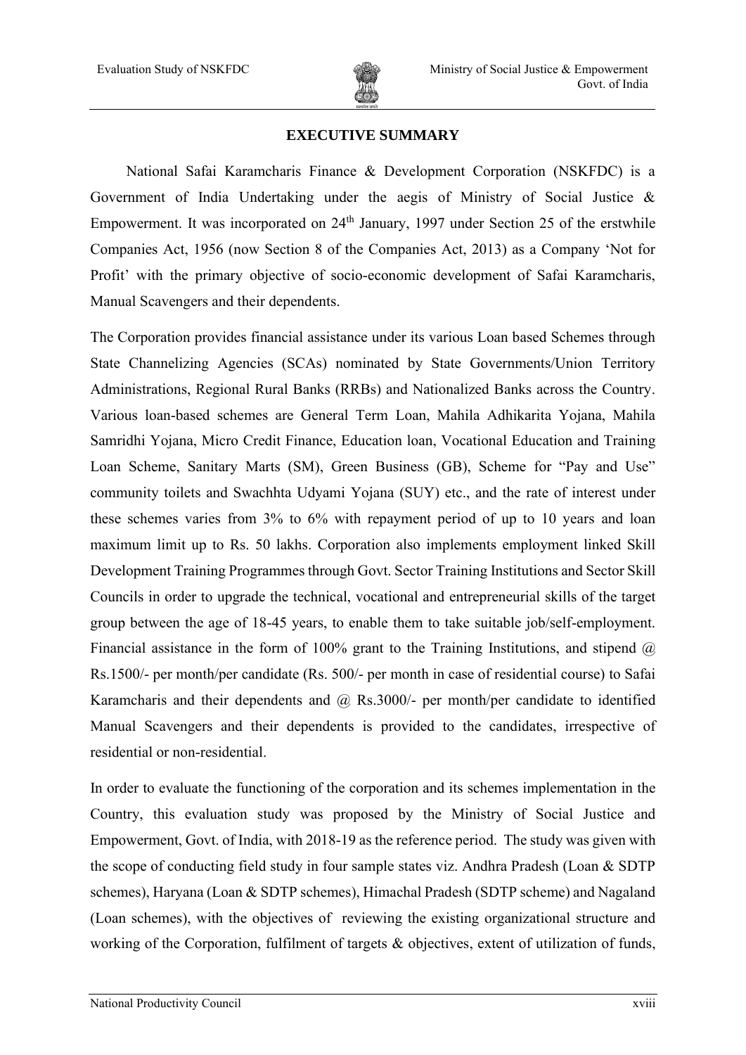## EXECUTIVE SUMMARY

National Safai Karamcharis Finance & Development Corporation (NSKFDC) is a Government of India Undertaking under the aegis of Ministry of Social Justice & Empowerment. It was incorporated on 24th January, 1997 under Section 25 of the erstwhile Companies Act, 1956 (now Section 8 of the Companies Act, 2013) as a Company 'Not for Profit' with the primary objective of socio-economic development of Safai Karamcharis, Manual Scavengers and their dependents.

The Corporation provides financial assistance under its various Loan based Schemes through State Channelizing Agencies (SCAs) nominated by State Governments/Union Territory Administrations, Regional Rural Banks (RRBs) and Nationalized Banks across the Country. Various loan-based schemes are General Term Loan, Mahila Adhikarita Yojana, Mahila Samridhi Yojana, Micro Credit Finance, Education loan, Vocational Education and Training Loan Scheme, Sanitary Marts (SM), Green Business (GB), Scheme for "Pay and Use" community toilets and Swachhta Udyami Yojana (SUY) etc., and the rate of interest under these schemes varies from 3% to 6% with repayment period of up to 10 years and loan maximum limit up to Rs. 50 lakhs. Corporation also implements employment linked Skill Development Training Programmes through Govt. Sector Training Institutions and Sector Skill Councils in order to upgrade the technical, vocational and entrepreneurial skills of the target group between the age of 18-45 years, to enable them to take suitable job/self-employment. Financial assistance in the form of 100% grant to the Training Institutions, and stipend @ Rs.1500/- per month/per candidate (Rs. 500/- per month in case of residential course) to Safai Karamcharis and their dependents and @ Rs.3000/- per month/per candidate to identified Manual Scavengers and their dependents is provided to the candidates, irrespective of residential or non-residential.

In order to evaluate the functioning of the corporation and its schemes implementation in the Country, this evaluation study was proposed by the Ministry of Social Justice and Empowerment, Govt. of India, with 2018-19 as the reference period. The study was given with the scope of conducting field study in four sample states viz. Andhra Pradesh (Loan & SDTP schemes), Haryana (Loan & SDTP schemes), Himachal Pradesh (SDTP scheme) and Nagaland (Loan schemes), with the objectives of reviewing the existing organizational structure and working of the Corporation, fulfilment of targets & objectives, extent of utilization of funds,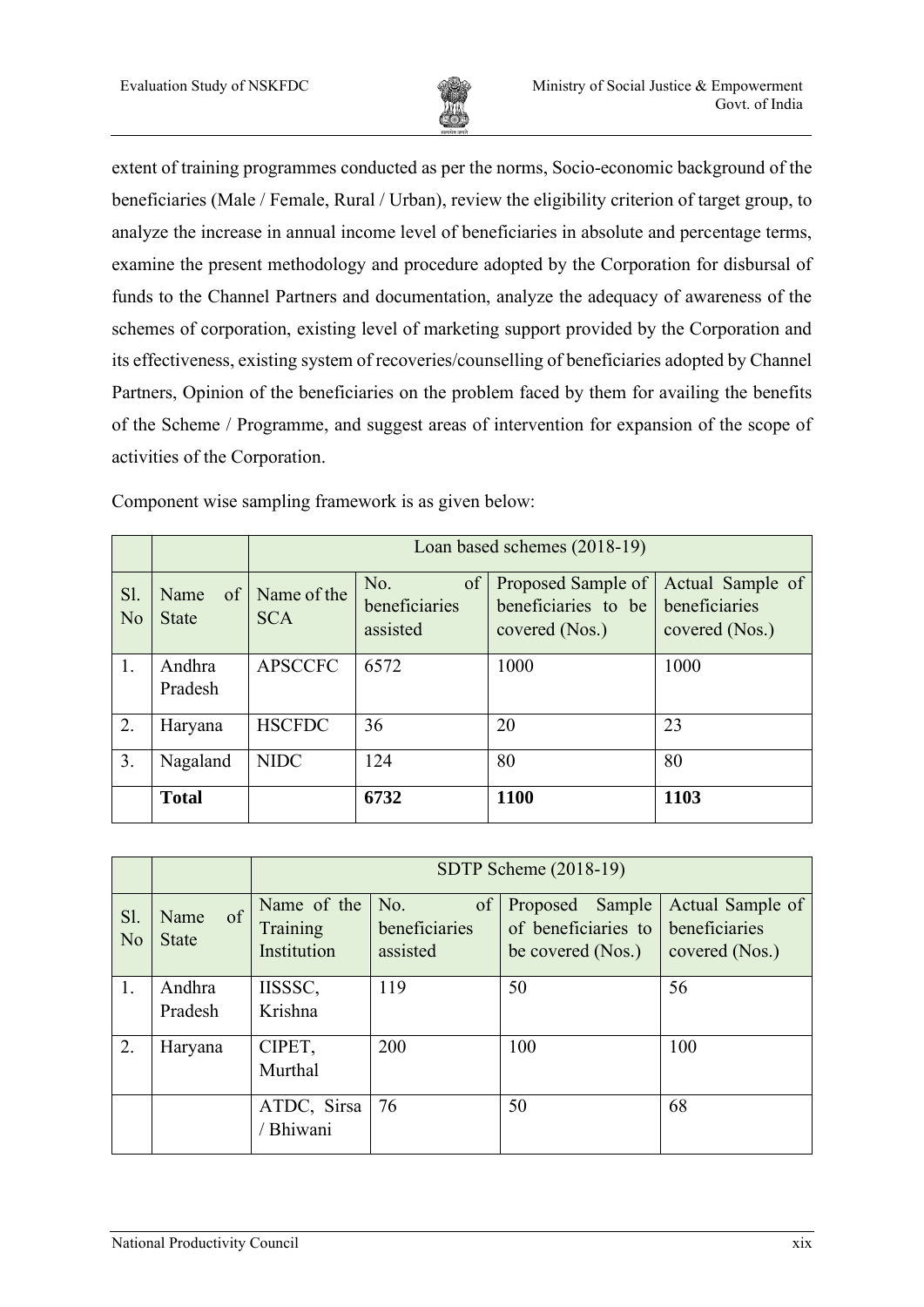extent of training programmes conducted as per the norms, Socio-economic background of the beneficiaries (Male / Female, Rural / Urban), review the eligibility criterion of target group, to analyze the increase in annual income level of beneficiaries in absolute and percentage terms, examine the present methodology and procedure adopted by the Corporation for disbursal of funds to the Channel Partners and documentation, analyze the adequacy of awareness of the schemes of corporation, existing level of marketing support provided by the Corporation and its effectiveness, existing system of recoveries/counselling of beneficiaries adopted by Channel Partners, Opinion of the beneficiaries on the problem faced by them for availing the benefits of the Scheme / Programme, and suggest areas of intervention for expansion of the scope of activities of the Corporation.

Component wise sampling framework is as given below:

| | | Loan based schemes (2018-19) | | | |
|---|---|---|---|---|---|
| Sl. No | Name of State | Name of the SCA | No. of beneficiaries assisted | Proposed Sample of beneficiaries to be covered (Nos.) | Actual Sample of beneficiaries covered (Nos.) |
| 1. | Andhra Pradesh | APSCCFC | 6572 | 1000 | 1000 |
| 2. | Haryana | HSCFDC | 36 | 20 | 23 |
| 3. | Nagaland | NIDC | 124 | 80 | 80 |
| | **Total** | | **6732** | **1100** | **1103** |

| | | SDTP Scheme (2018-19) | | | |
|---|---|---|---|---|---|
| Sl. No | Name of State | Name of the Training Institution | No. of beneficiaries assisted | Proposed Sample of beneficiaries to be covered (Nos.) | Actual Sample of beneficiaries covered (Nos.) |
| 1. | Andhra Pradesh | IISSSC, Krishna | 119 | 50 | 56 |
| 2. | Haryana | CIPET, Murthal | 200 | 100 | 100 |
| | | ATDC, Sirsa / Bhiwani | 76 | 50 | 68 |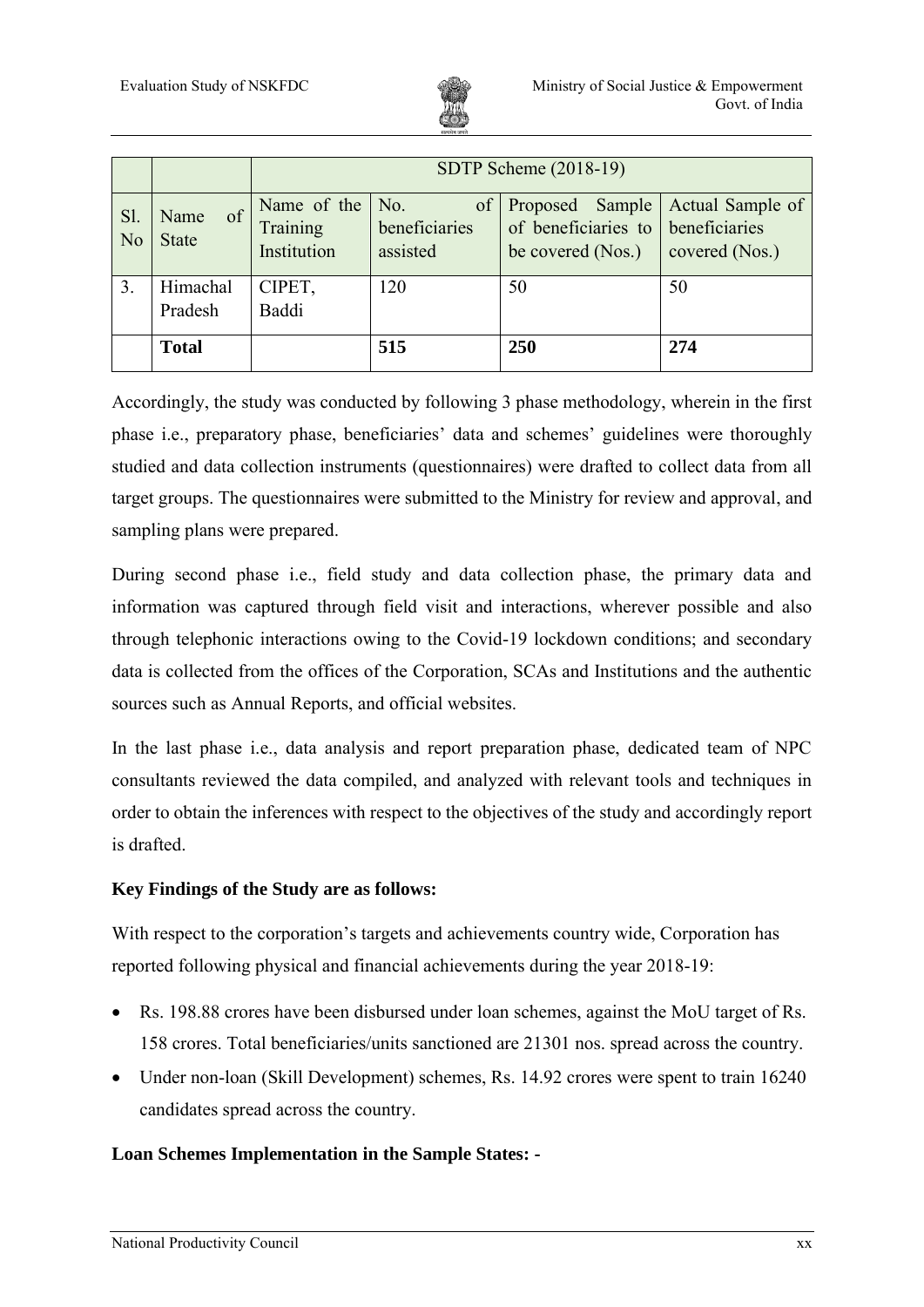| | | SDTP Scheme (2018-19) | | | |
|---|---|---|---|---|---|
| Sl. No | Name of State | Name of the Training Institution | No. of beneficiaries assisted | Proposed Sample of beneficiaries to be covered (Nos.) | Actual Sample of beneficiaries covered (Nos.) |
| 3. | Himachal Pradesh | CIPET, Baddi | 120 | 50 | 50 |
| | **Total** | | **515** | **250** | **274** |

Accordingly, the study was conducted by following 3 phase methodology, wherein in the first phase i.e., preparatory phase, beneficiaries' data and schemes' guidelines were thoroughly studied and data collection instruments (questionnaires) were drafted to collect data from all target groups. The questionnaires were submitted to the Ministry for review and approval, and sampling plans were prepared.

During second phase i.e., field study and data collection phase, the primary data and information was captured through field visit and interactions, wherever possible and also through telephonic interactions owing to the Covid-19 lockdown conditions; and secondary data is collected from the offices of the Corporation, SCAs and Institutions and the authentic sources such as Annual Reports, and official websites.

In the last phase i.e., data analysis and report preparation phase, dedicated team of NPC consultants reviewed the data compiled, and analyzed with relevant tools and techniques in order to obtain the inferences with respect to the objectives of the study and accordingly report is drafted.

**Key Findings of the Study are as follows:**

With respect to the corporation's targets and achievements country wide, Corporation has reported following physical and financial achievements during the year 2018-19:

- Rs. 198.88 crores have been disbursed under loan schemes, against the MoU target of Rs. 158 crores. Total beneficiaries/units sanctioned are 21301 nos. spread across the country.
- Under non-loan (Skill Development) schemes, Rs. 14.92 crores were spent to train 16240 candidates spread across the country.

**Loan Schemes Implementation in the Sample States: -**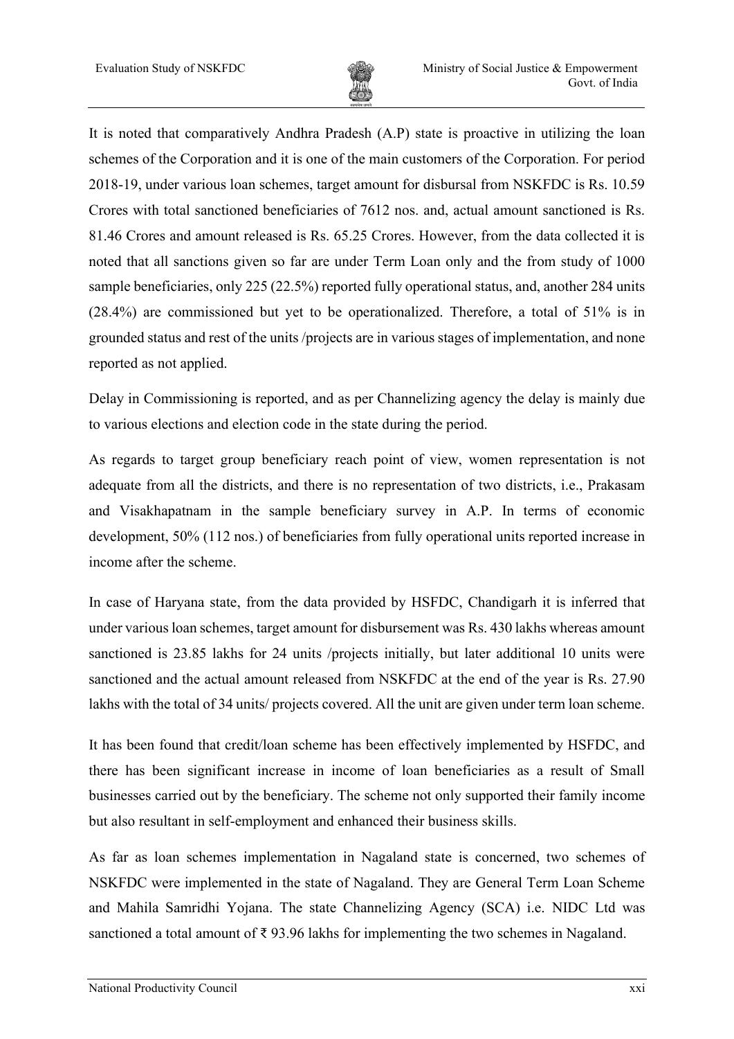It is noted that comparatively Andhra Pradesh (A.P) state is proactive in utilizing the loan schemes of the Corporation and it is one of the main customers of the Corporation. For period 2018-19, under various loan schemes, target amount for disbursal from NSKFDC is Rs. 10.59 Crores with total sanctioned beneficiaries of 7612 nos. and, actual amount sanctioned is Rs. 81.46 Crores and amount released is Rs. 65.25 Crores. However, from the data collected it is noted that all sanctions given so far are under Term Loan only and the from study of 1000 sample beneficiaries, only 225 (22.5%) reported fully operational status, and, another 284 units (28.4%) are commissioned but yet to be operationalized. Therefore, a total of 51% is in grounded status and rest of the units /projects are in various stages of implementation, and none reported as not applied.

Delay in Commissioning is reported, and as per Channelizing agency the delay is mainly due to various elections and election code in the state during the period.

As regards to target group beneficiary reach point of view, women representation is not adequate from all the districts, and there is no representation of two districts, i.e., Prakasam and Visakhapatnam in the sample beneficiary survey in A.P. In terms of economic development, 50% (112 nos.) of beneficiaries from fully operational units reported increase in income after the scheme.

In case of Haryana state, from the data provided by HSFDC, Chandigarh it is inferred that under various loan schemes, target amount for disbursement was Rs. 430 lakhs whereas amount sanctioned is 23.85 lakhs for 24 units /projects initially, but later additional 10 units were sanctioned and the actual amount released from NSKFDC at the end of the year is Rs. 27.90 lakhs with the total of 34 units/ projects covered. All the unit are given under term loan scheme.

It has been found that credit/loan scheme has been effectively implemented by HSFDC, and there has been significant increase in income of loan beneficiaries as a result of Small businesses carried out by the beneficiary. The scheme not only supported their family income but also resultant in self-employment and enhanced their business skills.

As far as loan schemes implementation in Nagaland state is concerned, two schemes of NSKFDC were implemented in the state of Nagaland. They are General Term Loan Scheme and Mahila Samridhi Yojana. The state Channelizing Agency (SCA) i.e. NIDC Ltd was sanctioned a total amount of ₹ 93.96 lakhs for implementing the two schemes in Nagaland.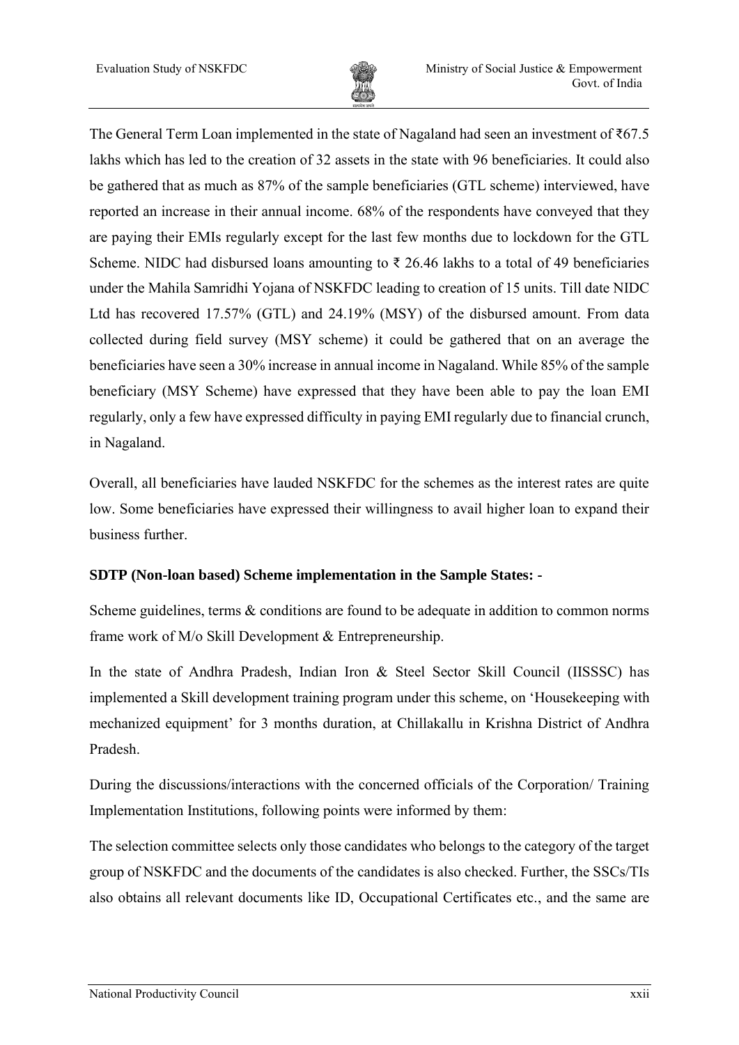The General Term Loan implemented in the state of Nagaland had seen an investment of ₹67.5 lakhs which has led to the creation of 32 assets in the state with 96 beneficiaries. It could also be gathered that as much as 87% of the sample beneficiaries (GTL scheme) interviewed, have reported an increase in their annual income. 68% of the respondents have conveyed that they are paying their EMIs regularly except for the last few months due to lockdown for the GTL Scheme. NIDC had disbursed loans amounting to ₹ 26.46 lakhs to a total of 49 beneficiaries under the Mahila Samridhi Yojana of NSKFDC leading to creation of 15 units. Till date NIDC Ltd has recovered 17.57% (GTL) and 24.19% (MSY) of the disbursed amount. From data collected during field survey (MSY scheme) it could be gathered that on an average the beneficiaries have seen a 30% increase in annual income in Nagaland. While 85% of the sample beneficiary (MSY Scheme) have expressed that they have been able to pay the loan EMI regularly, only a few have expressed difficulty in paying EMI regularly due to financial crunch, in Nagaland.

Overall, all beneficiaries have lauded NSKFDC for the schemes as the interest rates are quite low. Some beneficiaries have expressed their willingness to avail higher loan to expand their business further.

**SDTP (Non-loan based) Scheme implementation in the Sample States: -**

Scheme guidelines, terms & conditions are found to be adequate in addition to common norms frame work of M/o Skill Development & Entrepreneurship.

In the state of Andhra Pradesh, Indian Iron & Steel Sector Skill Council (IISSSC) has implemented a Skill development training program under this scheme, on 'Housekeeping with mechanized equipment' for 3 months duration, at Chillakallu in Krishna District of Andhra Pradesh.

During the discussions/interactions with the concerned officials of the Corporation/ Training Implementation Institutions, following points were informed by them:

The selection committee selects only those candidates who belongs to the category of the target group of NSKFDC and the documents of the candidates is also checked. Further, the SSCs/TIs also obtains all relevant documents like ID, Occupational Certificates etc., and the same are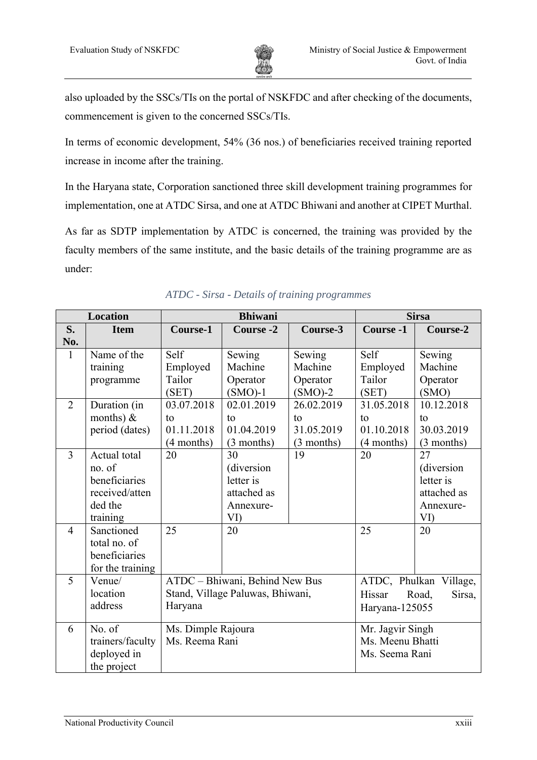also uploaded by the SSCs/TIs on the portal of NSKFDC and after checking of the documents, commencement is given to the concerned SSCs/TIs.

In terms of economic development, 54% (36 nos.) of beneficiaries received training reported increase in income after the training.

In the Haryana state, Corporation sanctioned three skill development training programmes for implementation, one at ATDC Sirsa, and one at ATDC Bhiwani and another at CIPET Murthal.

As far as SDTP implementation by ATDC is concerned, the training was provided by the faculty members of the same institute, and the basic details of the training programme are as under:

*ATDC - Sirsa - Details of training programmes*

| Location | | Bhiwani | | | Sirsa | |
|---|---|---|---|---|---|---|
| **S. No.** | **Item** | **Course-1** | **Course -2** | **Course-3** | **Course -1** | **Course-2** |
| 1 | Name of the training programme | Self Employed Tailor (SET) | Sewing Machine Operator (SMO)-1 | Sewing Machine Operator (SMO)-2 | Self Employed Tailor (SET) | Sewing Machine Operator (SMO) |
| 2 | Duration (in months) & period (dates) | 03.07.2018 to 01.11.2018 (4 months) | 02.01.2019 to 01.04.2019 (3 months) | 26.02.2019 to 31.05.2019 (3 months) | 31.05.2018 to 01.10.2018 (4 months) | 10.12.2018 to 30.03.2019 (3 months) |
| 3 | Actual total no. of beneficiaries received/attended the training | 20 | 30 (diversion letter is attached as Annexure-VI) | 19 | 20 | 27 (diversion letter is attached as Annexure-VI) |
| 4 | Sanctioned total no. of beneficiaries for the training | 25 | 20 | | 25 | 20 |
| 5 | Venue/ location address | ATDC – Bhiwani, Behind New Bus Stand, Village Paluwas, Bhiwani, Haryana | | | ATDC, Phulkan Village, Hissar Road, Sirsa, Haryana-125055 | |
| 6 | No. of trainers/faculty deployed in the project | Ms. Dimple Rajoura<br>Ms. Reema Rani | | | Mr. Jagvir Singh<br>Ms. Meenu Bhatti<br>Ms. Seema Rani | |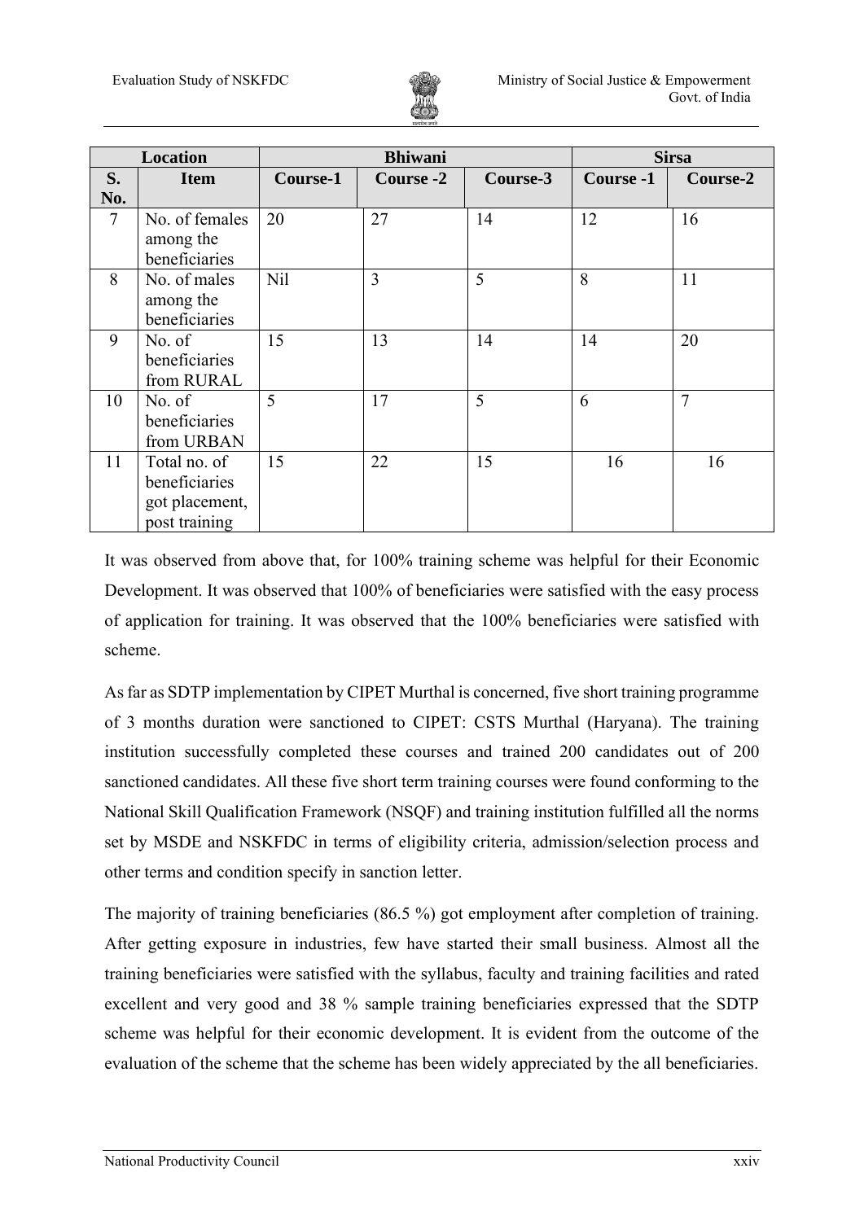| Location | | Bhiwani | | | Sirsa | |
|---|---|---|---|---|---|---|
| S. No. | Item | Course-1 | Course -2 | Course-3 | Course -1 | Course-2 |
| 7 | No. of females among the beneficiaries | 20 | 27 | 14 | 12 | 16 |
| 8 | No. of males among the beneficiaries | Nil | 3 | 5 | 8 | 11 |
| 9 | No. of beneficiaries from RURAL | 15 | 13 | 14 | 14 | 20 |
| 10 | No. of beneficiaries from URBAN | 5 | 17 | 5 | 6 | 7 |
| 11 | Total no. of beneficiaries got placement, post training | 15 | 22 | 15 | 16 | 16 |

It was observed from above that, for 100% training scheme was helpful for their Economic Development. It was observed that 100% of beneficiaries were satisfied with the easy process of application for training. It was observed that the 100% beneficiaries were satisfied with scheme.

As far as SDTP implementation by CIPET Murthal is concerned, five short training programme of 3 months duration were sanctioned to CIPET: CSTS Murthal (Haryana). The training institution successfully completed these courses and trained 200 candidates out of 200 sanctioned candidates. All these five short term training courses were found conforming to the National Skill Qualification Framework (NSQF) and training institution fulfilled all the norms set by MSDE and NSKFDC in terms of eligibility criteria, admission/selection process and other terms and condition specify in sanction letter.

The majority of training beneficiaries (86.5 %) got employment after completion of training. After getting exposure in industries, few have started their small business. Almost all the training beneficiaries were satisfied with the syllabus, faculty and training facilities and rated excellent and very good and 38 % sample training beneficiaries expressed that the SDTP scheme was helpful for their economic development. It is evident from the outcome of the evaluation of the scheme that the scheme has been widely appreciated by the all beneficiaries.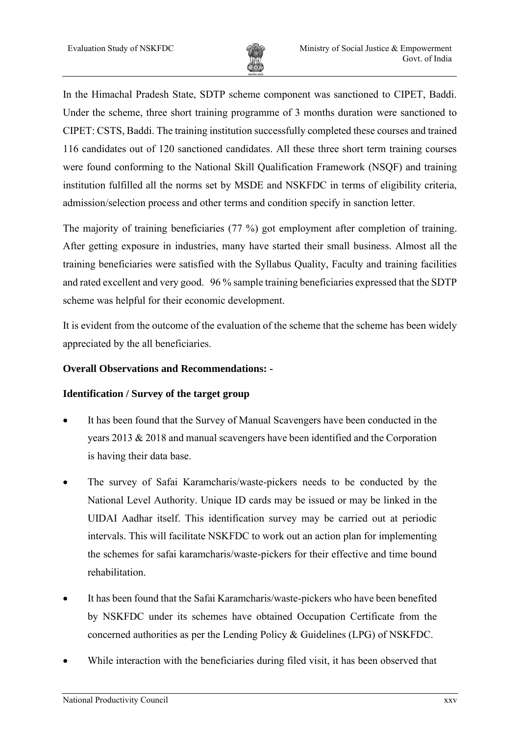In the Himachal Pradesh State, SDTP scheme component was sanctioned to CIPET, Baddi. Under the scheme, three short training programme of 3 months duration were sanctioned to CIPET: CSTS, Baddi. The training institution successfully completed these courses and trained 116 candidates out of 120 sanctioned candidates. All these three short term training courses were found conforming to the National Skill Qualification Framework (NSQF) and training institution fulfilled all the norms set by MSDE and NSKFDC in terms of eligibility criteria, admission/selection process and other terms and condition specify in sanction letter.

The majority of training beneficiaries (77 %) got employment after completion of training. After getting exposure in industries, many have started their small business. Almost all the training beneficiaries were satisfied with the Syllabus Quality, Faculty and training facilities and rated excellent and very good. 96 % sample training beneficiaries expressed that the SDTP scheme was helpful for their economic development.

It is evident from the outcome of the evaluation of the scheme that the scheme has been widely appreciated by the all beneficiaries.

**Overall Observations and Recommendations: -**

**Identification / Survey of the target group**

- It has been found that the Survey of Manual Scavengers have been conducted in the years 2013 & 2018 and manual scavengers have been identified and the Corporation is having their data base.
- The survey of Safai Karamcharis/waste-pickers needs to be conducted by the National Level Authority. Unique ID cards may be issued or may be linked in the UIDAI Aadhar itself. This identification survey may be carried out at periodic intervals. This will facilitate NSKFDC to work out an action plan for implementing the schemes for safai karamcharis/waste-pickers for their effective and time bound rehabilitation.
- It has been found that the Safai Karamcharis/waste-pickers who have been benefited by NSKFDC under its schemes have obtained Occupation Certificate from the concerned authorities as per the Lending Policy & Guidelines (LPG) of NSKFDC.
- While interaction with the beneficiaries during filed visit, it has been observed that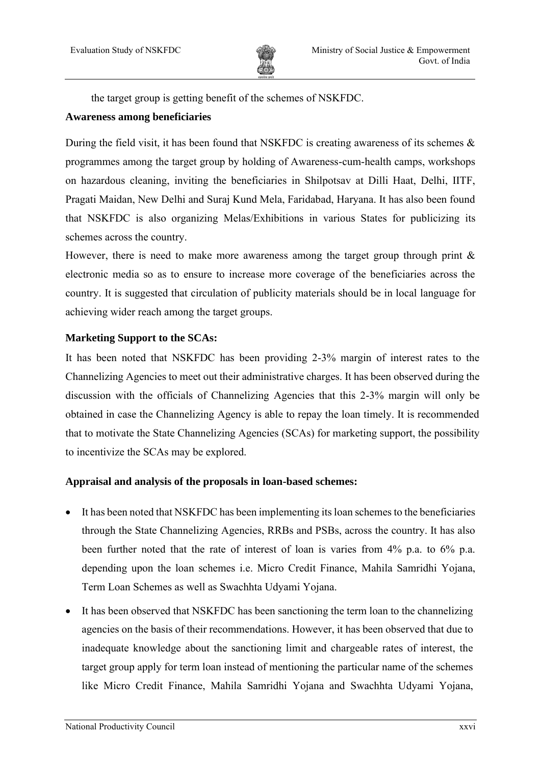the target group is getting benefit of the schemes of NSKFDC.

**Awareness among beneficiaries**

During the field visit, it has been found that NSKFDC is creating awareness of its schemes & programmes among the target group by holding of Awareness-cum-health camps, workshops on hazardous cleaning, inviting the beneficiaries in Shilpotsav at Dilli Haat, Delhi, IITF, Pragati Maidan, New Delhi and Suraj Kund Mela, Faridabad, Haryana. It has also been found that NSKFDC is also organizing Melas/Exhibitions in various States for publicizing its schemes across the country.

However, there is need to make more awareness among the target group through print & electronic media so as to ensure to increase more coverage of the beneficiaries across the country. It is suggested that circulation of publicity materials should be in local language for achieving wider reach among the target groups.

**Marketing Support to the SCAs:**

It has been noted that NSKFDC has been providing 2-3% margin of interest rates to the Channelizing Agencies to meet out their administrative charges. It has been observed during the discussion with the officials of Channelizing Agencies that this 2-3% margin will only be obtained in case the Channelizing Agency is able to repay the loan timely. It is recommended that to motivate the State Channelizing Agencies (SCAs) for marketing support, the possibility to incentivize the SCAs may be explored.

**Appraisal and analysis of the proposals in loan-based schemes:**

- It has been noted that NSKFDC has been implementing its loan schemes to the beneficiaries through the State Channelizing Agencies, RRBs and PSBs, across the country. It has also been further noted that the rate of interest of loan is varies from 4% p.a. to 6% p.a. depending upon the loan schemes i.e. Micro Credit Finance, Mahila Samridhi Yojana, Term Loan Schemes as well as Swachhta Udyami Yojana.
- It has been observed that NSKFDC has been sanctioning the term loan to the channelizing agencies on the basis of their recommendations. However, it has been observed that due to inadequate knowledge about the sanctioning limit and chargeable rates of interest, the target group apply for term loan instead of mentioning the particular name of the schemes like Micro Credit Finance, Mahila Samridhi Yojana and Swachhta Udyami Yojana,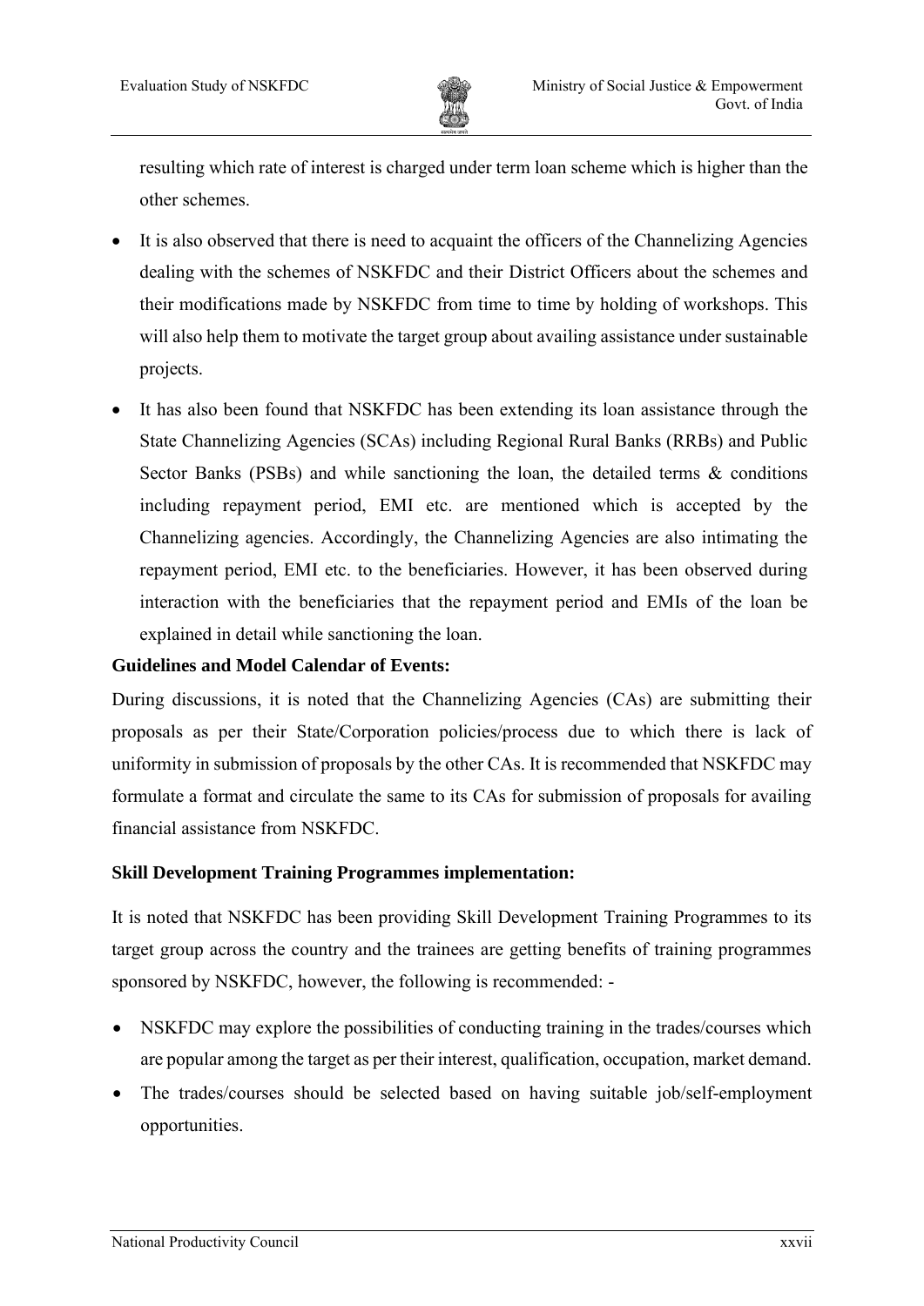resulting which rate of interest is charged under term loan scheme which is higher than the other schemes.

- It is also observed that there is need to acquaint the officers of the Channelizing Agencies dealing with the schemes of NSKFDC and their District Officers about the schemes and their modifications made by NSKFDC from time to time by holding of workshops. This will also help them to motivate the target group about availing assistance under sustainable projects.
- It has also been found that NSKFDC has been extending its loan assistance through the State Channelizing Agencies (SCAs) including Regional Rural Banks (RRBs) and Public Sector Banks (PSBs) and while sanctioning the loan, the detailed terms & conditions including repayment period, EMI etc. are mentioned which is accepted by the Channelizing agencies. Accordingly, the Channelizing Agencies are also intimating the repayment period, EMI etc. to the beneficiaries. However, it has been observed during interaction with the beneficiaries that the repayment period and EMIs of the loan be explained in detail while sanctioning the loan.

**Guidelines and Model Calendar of Events:**

During discussions, it is noted that the Channelizing Agencies (CAs) are submitting their proposals as per their State/Corporation policies/process due to which there is lack of uniformity in submission of proposals by the other CAs. It is recommended that NSKFDC may formulate a format and circulate the same to its CAs for submission of proposals for availing financial assistance from NSKFDC.

**Skill Development Training Programmes implementation:**

It is noted that NSKFDC has been providing Skill Development Training Programmes to its target group across the country and the trainees are getting benefits of training programmes sponsored by NSKFDC, however, the following is recommended: -

- NSKFDC may explore the possibilities of conducting training in the trades/courses which are popular among the target as per their interest, qualification, occupation, market demand.
- The trades/courses should be selected based on having suitable job/self-employment opportunities.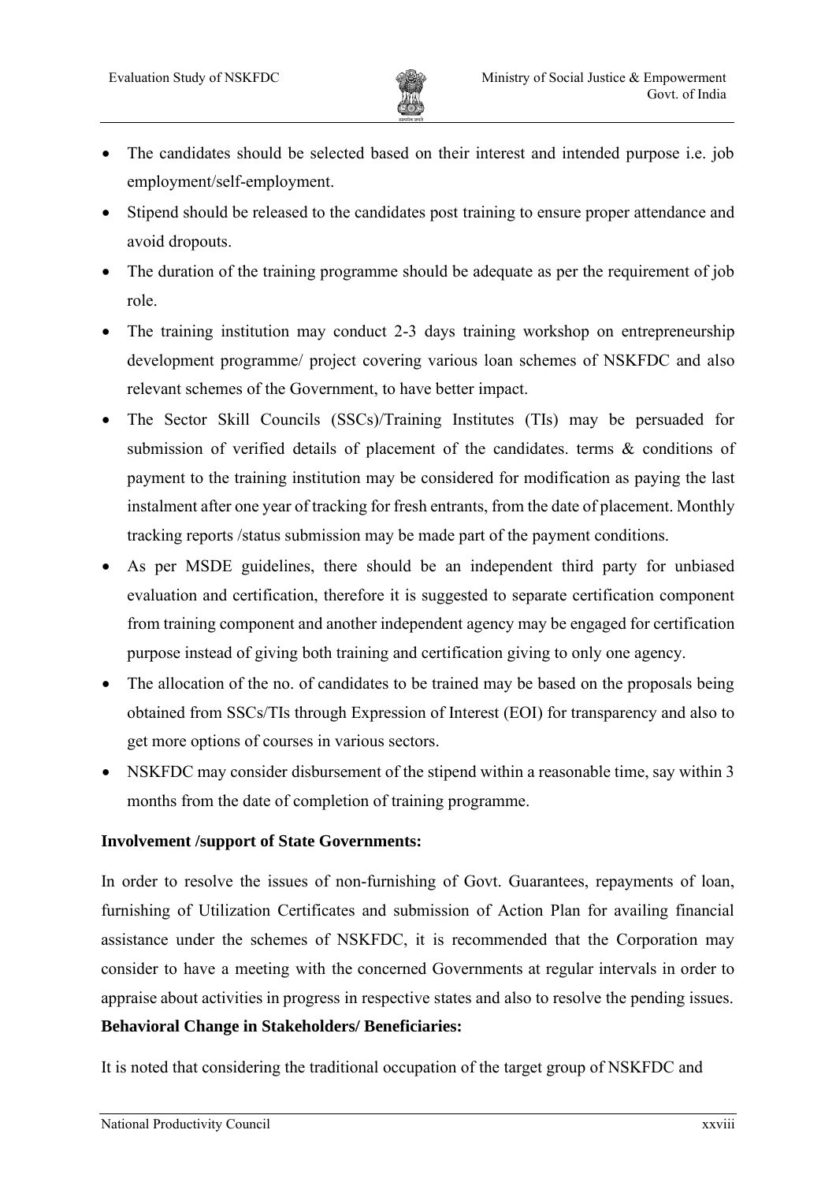- The candidates should be selected based on their interest and intended purpose i.e. job employment/self-employment.
- Stipend should be released to the candidates post training to ensure proper attendance and avoid dropouts.
- The duration of the training programme should be adequate as per the requirement of job role.
- The training institution may conduct 2-3 days training workshop on entrepreneurship development programme/ project covering various loan schemes of NSKFDC and also relevant schemes of the Government, to have better impact.
- The Sector Skill Councils (SSCs)/Training Institutes (TIs) may be persuaded for submission of verified details of placement of the candidates. terms & conditions of payment to the training institution may be considered for modification as paying the last instalment after one year of tracking for fresh entrants, from the date of placement. Monthly tracking reports /status submission may be made part of the payment conditions.
- As per MSDE guidelines, there should be an independent third party for unbiased evaluation and certification, therefore it is suggested to separate certification component from training component and another independent agency may be engaged for certification purpose instead of giving both training and certification giving to only one agency.
- The allocation of the no. of candidates to be trained may be based on the proposals being obtained from SSCs/TIs through Expression of Interest (EOI) for transparency and also to get more options of courses in various sectors.
- NSKFDC may consider disbursement of the stipend within a reasonable time, say within 3 months from the date of completion of training programme.

**Involvement /support of State Governments:**

In order to resolve the issues of non-furnishing of Govt. Guarantees, repayments of loan, furnishing of Utilization Certificates and submission of Action Plan for availing financial assistance under the schemes of NSKFDC, it is recommended that the Corporation may consider to have a meeting with the concerned Governments at regular intervals in order to appraise about activities in progress in respective states and also to resolve the pending issues.

**Behavioral Change in Stakeholders/ Beneficiaries:**

It is noted that considering the traditional occupation of the target group of NSKFDC and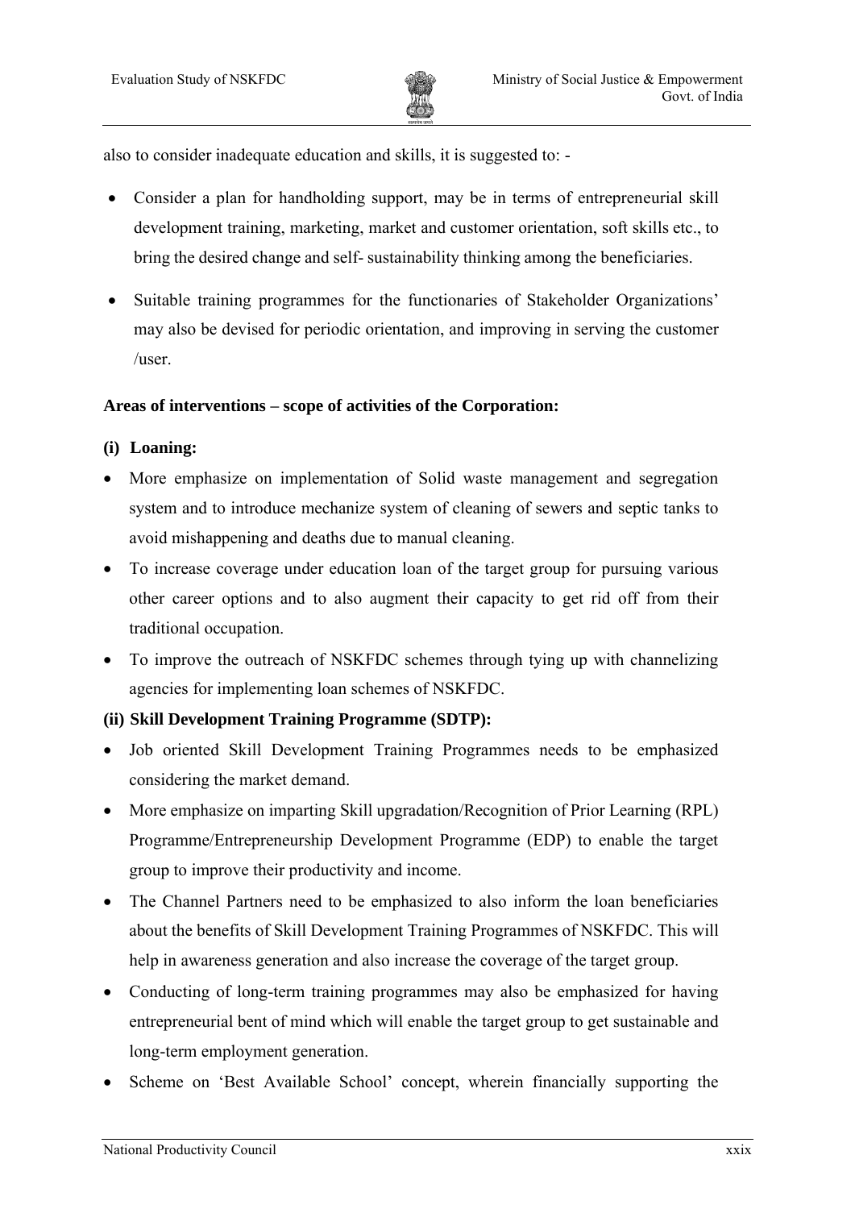also to consider inadequate education and skills, it is suggested to: -

- Consider a plan for handholding support, may be in terms of entrepreneurial skill development training, marketing, market and customer orientation, soft skills etc., to bring the desired change and self- sustainability thinking among the beneficiaries.
- Suitable training programmes for the functionaries of Stakeholder Organizations' may also be devised for periodic orientation, and improving in serving the customer /user.

**Areas of interventions – scope of activities of the Corporation:**

**(i) Loaning:**

- More emphasize on implementation of Solid waste management and segregation system and to introduce mechanize system of cleaning of sewers and septic tanks to avoid mishappening and deaths due to manual cleaning.
- To increase coverage under education loan of the target group for pursuing various other career options and to also augment their capacity to get rid off from their traditional occupation.
- To improve the outreach of NSKFDC schemes through tying up with channelizing agencies for implementing loan schemes of NSKFDC.

**(ii) Skill Development Training Programme (SDTP):**

- Job oriented Skill Development Training Programmes needs to be emphasized considering the market demand.
- More emphasize on imparting Skill upgradation/Recognition of Prior Learning (RPL) Programme/Entrepreneurship Development Programme (EDP) to enable the target group to improve their productivity and income.
- The Channel Partners need to be emphasized to also inform the loan beneficiaries about the benefits of Skill Development Training Programmes of NSKFDC. This will help in awareness generation and also increase the coverage of the target group.
- Conducting of long-term training programmes may also be emphasized for having entrepreneurial bent of mind which will enable the target group to get sustainable and long-term employment generation.
- Scheme on 'Best Available School' concept, wherein financially supporting the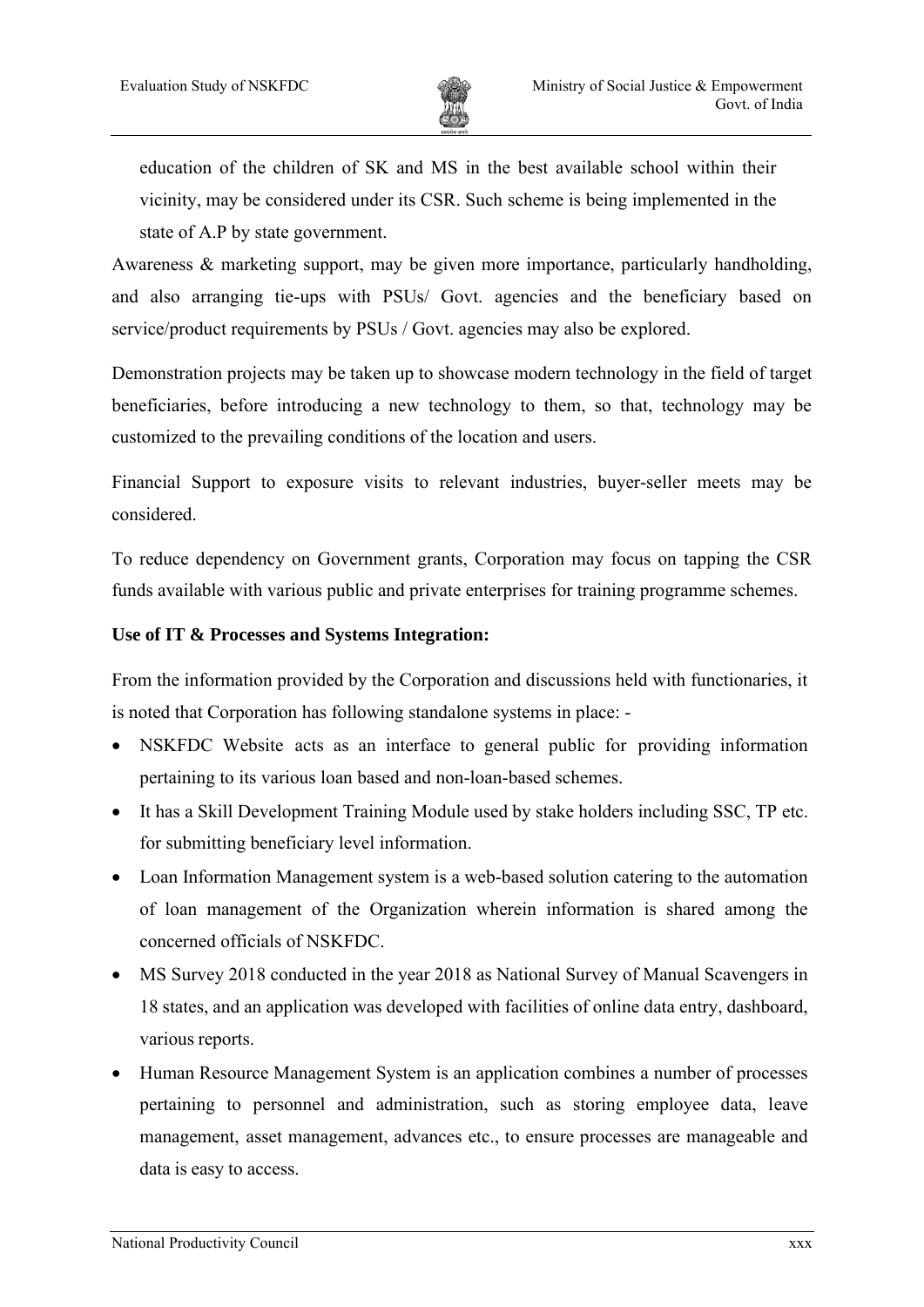education of the children of SK and MS in the best available school within their vicinity, may be considered under its CSR. Such scheme is being implemented in the state of A.P by state government.

Awareness & marketing support, may be given more importance, particularly handholding, and also arranging tie-ups with PSUs/ Govt. agencies and the beneficiary based on service/product requirements by PSUs / Govt. agencies may also be explored.

Demonstration projects may be taken up to showcase modern technology in the field of target beneficiaries, before introducing a new technology to them, so that, technology may be customized to the prevailing conditions of the location and users.

Financial Support to exposure visits to relevant industries, buyer-seller meets may be considered.

To reduce dependency on Government grants, Corporation may focus on tapping the CSR funds available with various public and private enterprises for training programme schemes.

**Use of IT & Processes and Systems Integration:**

From the information provided by the Corporation and discussions held with functionaries, it is noted that Corporation has following standalone systems in place: -

- NSKFDC Website acts as an interface to general public for providing information pertaining to its various loan based and non-loan-based schemes.
- It has a Skill Development Training Module used by stake holders including SSC, TP etc. for submitting beneficiary level information.
- Loan Information Management system is a web-based solution catering to the automation of loan management of the Organization wherein information is shared among the concerned officials of NSKFDC.
- MS Survey 2018 conducted in the year 2018 as National Survey of Manual Scavengers in 18 states, and an application was developed with facilities of online data entry, dashboard, various reports.
- Human Resource Management System is an application combines a number of processes pertaining to personnel and administration, such as storing employee data, leave management, asset management, advances etc., to ensure processes are manageable and data is easy to access.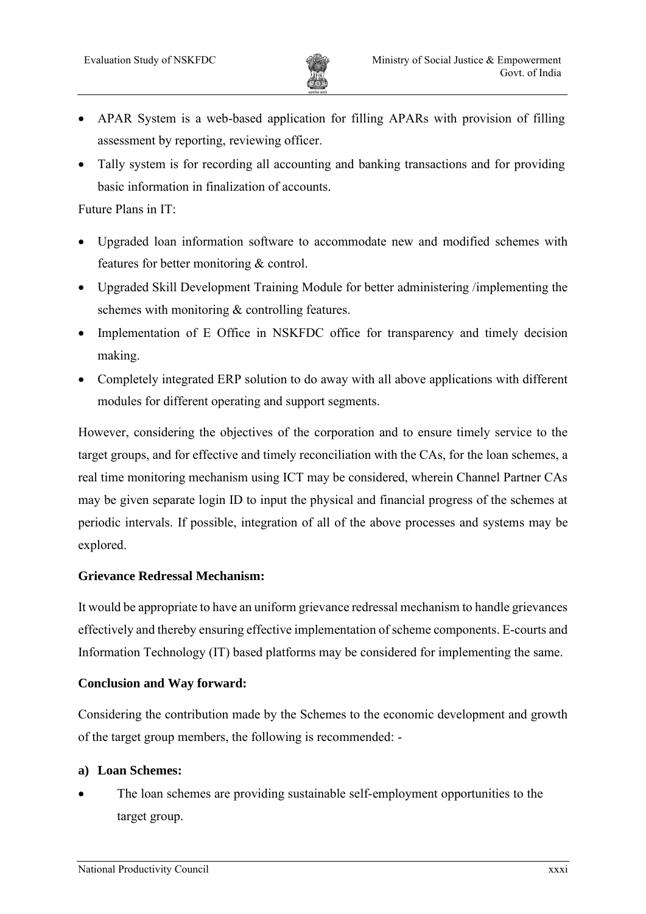- APAR System is a web-based application for filling APARs with provision of filling assessment by reporting, reviewing officer.
- Tally system is for recording all accounting and banking transactions and for providing basic information in finalization of accounts.

Future Plans in IT:

- Upgraded loan information software to accommodate new and modified schemes with features for better monitoring & control.
- Upgraded Skill Development Training Module for better administering /implementing the schemes with monitoring & controlling features.
- Implementation of E Office in NSKFDC office for transparency and timely decision making.
- Completely integrated ERP solution to do away with all above applications with different modules for different operating and support segments.

However, considering the objectives of the corporation and to ensure timely service to the target groups, and for effective and timely reconciliation with the CAs, for the loan schemes, a real time monitoring mechanism using ICT may be considered, wherein Channel Partner CAs may be given separate login ID to input the physical and financial progress of the schemes at periodic intervals. If possible, integration of all of the above processes and systems may be explored.

**Grievance Redressal Mechanism:**

It would be appropriate to have an uniform grievance redressal mechanism to handle grievances effectively and thereby ensuring effective implementation of scheme components. E-courts and Information Technology (IT) based platforms may be considered for implementing the same.

**Conclusion and Way forward:**

Considering the contribution made by the Schemes to the economic development and growth of the target group members, the following is recommended: -

**a) Loan Schemes:**

- The loan schemes are providing sustainable self-employment opportunities to the target group.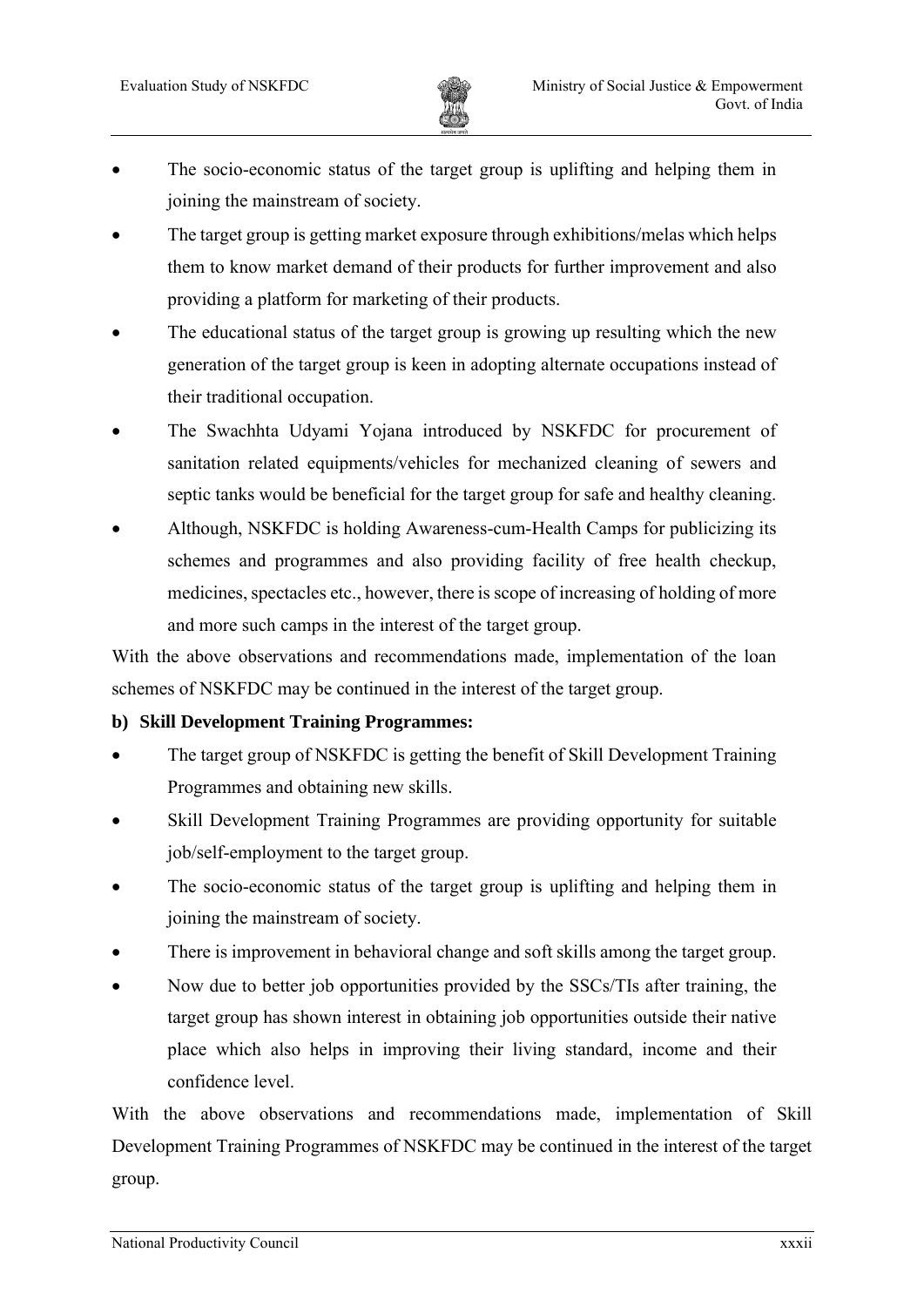- The socio-economic status of the target group is uplifting and helping them in joining the mainstream of society.
- The target group is getting market exposure through exhibitions/melas which helps them to know market demand of their products for further improvement and also providing a platform for marketing of their products.
- The educational status of the target group is growing up resulting which the new generation of the target group is keen in adopting alternate occupations instead of their traditional occupation.
- The Swachhta Udyami Yojana introduced by NSKFDC for procurement of sanitation related equipments/vehicles for mechanized cleaning of sewers and septic tanks would be beneficial for the target group for safe and healthy cleaning.
- Although, NSKFDC is holding Awareness-cum-Health Camps for publicizing its schemes and programmes and also providing facility of free health checkup, medicines, spectacles etc., however, there is scope of increasing of holding of more and more such camps in the interest of the target group.

With the above observations and recommendations made, implementation of the loan schemes of NSKFDC may be continued in the interest of the target group.

**b) Skill Development Training Programmes:**

- The target group of NSKFDC is getting the benefit of Skill Development Training Programmes and obtaining new skills.
- Skill Development Training Programmes are providing opportunity for suitable job/self-employment to the target group.
- The socio-economic status of the target group is uplifting and helping them in joining the mainstream of society.
- There is improvement in behavioral change and soft skills among the target group.
- Now due to better job opportunities provided by the SSCs/TIs after training, the target group has shown interest in obtaining job opportunities outside their native place which also helps in improving their living standard, income and their confidence level.

With the above observations and recommendations made, implementation of Skill Development Training Programmes of NSKFDC may be continued in the interest of the target group.